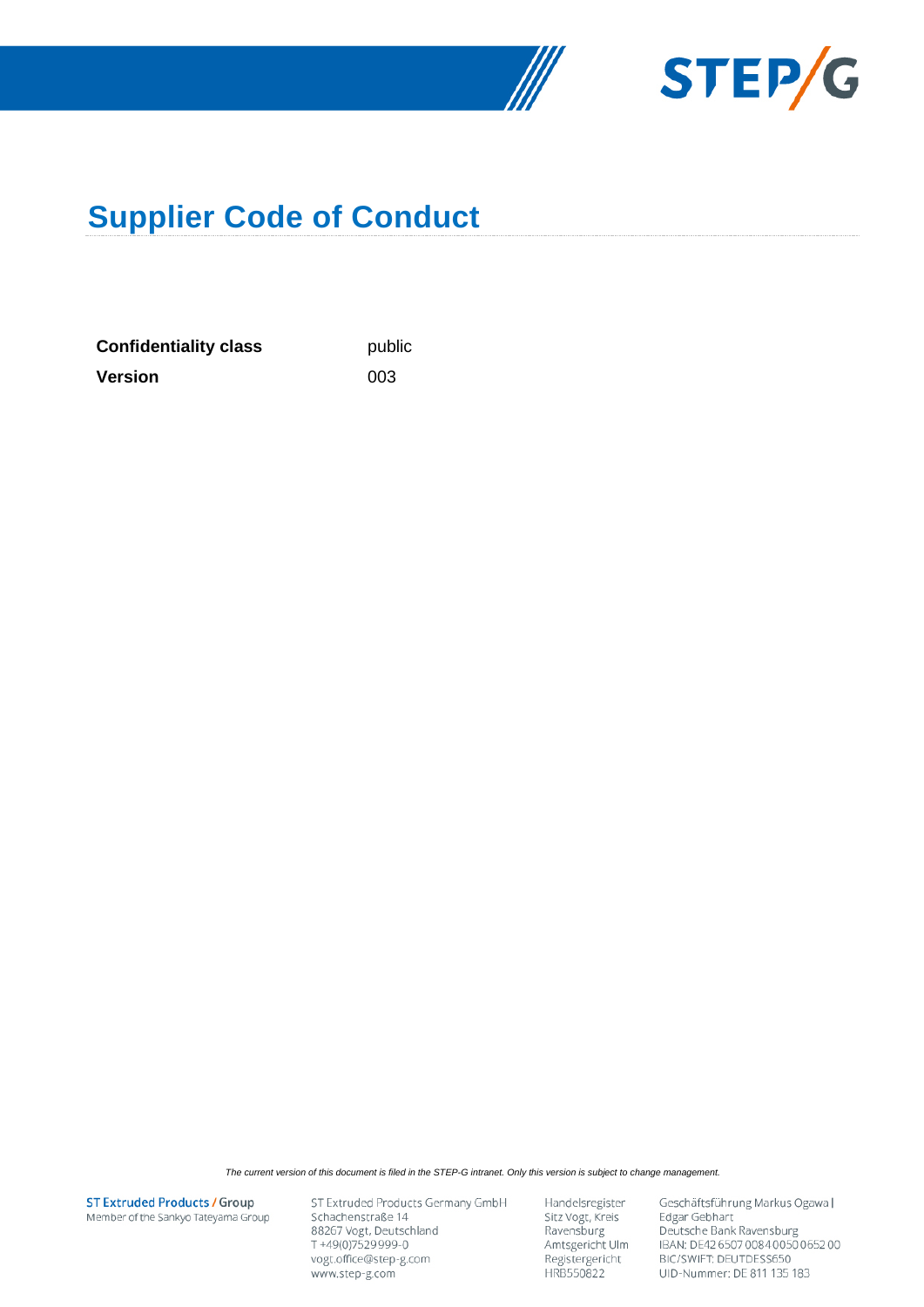# Supplier Code of Conduct

| | |
|---|---|
| **Confidentiality class** | public |
| **Version** | 003 |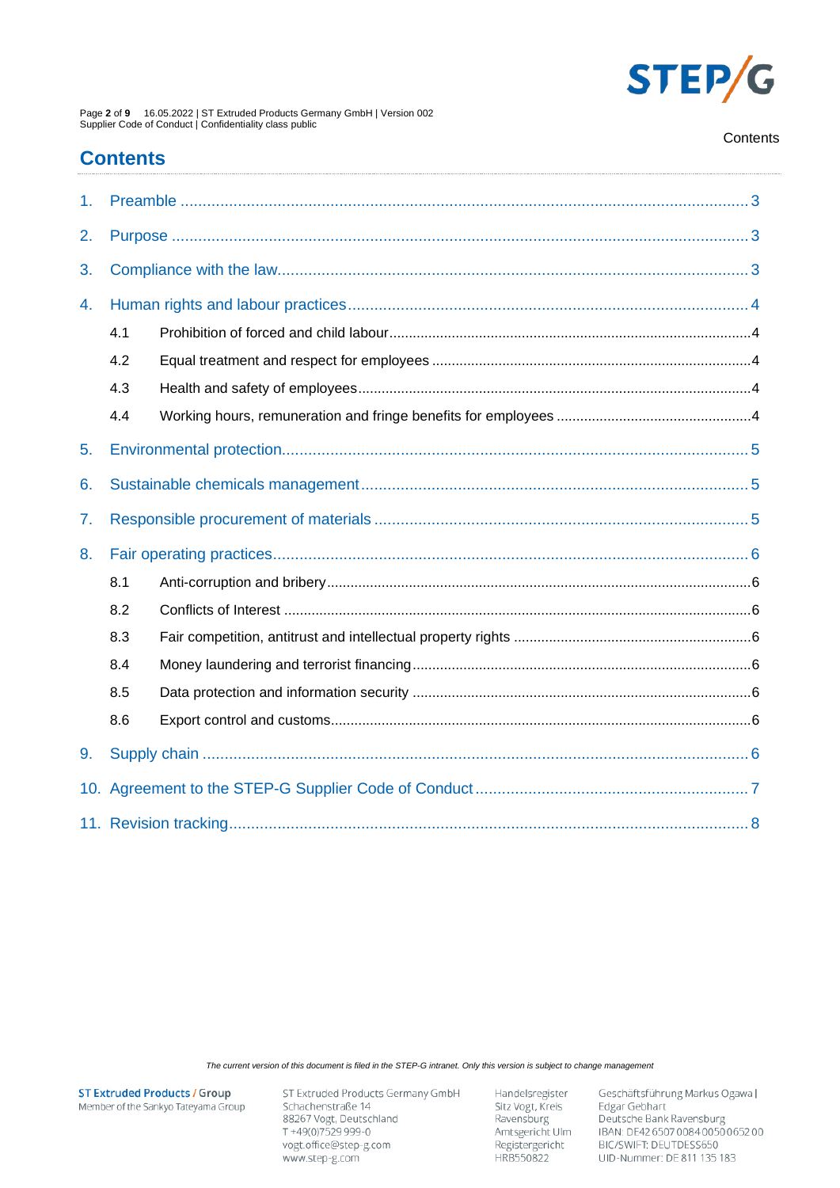## Contents

1. Preamble ... 3
2. Purpose ... 3
3. Compliance with the law ... 3
4. Human rights and labour practices ... 4
    - 4.1 Prohibition of forced and child labour ... 4
    - 4.2 Equal treatment and respect for employees ... 4
    - 4.3 Health and safety of employees ... 4
    - 4.4 Working hours, remuneration and fringe benefits for employees ... 4
5. Environmental protection ... 5
6. Sustainable chemicals management ... 5
7. Responsible procurement of materials ... 5
8. Fair operating practices ... 6
    - 8.1 Anti-corruption and bribery ... 6
    - 8.2 Conflicts of Interest ... 6
    - 8.3 Fair competition, antitrust and intellectual property rights ... 6
    - 8.4 Money laundering and terrorist financing ... 6
    - 8.5 Data protection and information security ... 6
    - 8.6 Export control and customs ... 6
9. Supply chain ... 6
10. Agreement to the STEP-G Supplier Code of Conduct ... 7
11. Revision tracking ... 8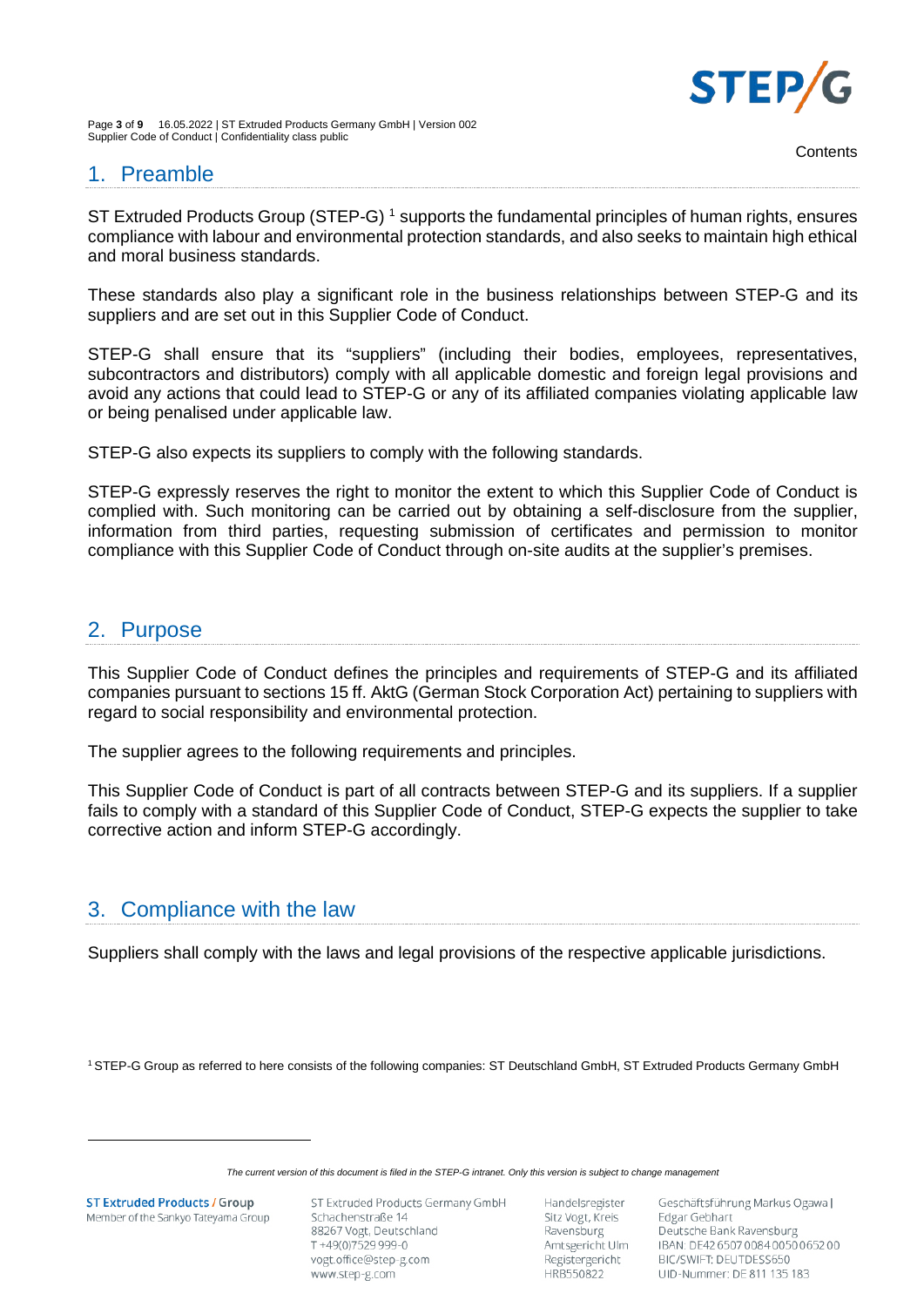## 1. Preamble

ST Extruded Products Group (STEP-G) [1] supports the fundamental principles of human rights, ensures compliance with labour and environmental protection standards, and also seeks to maintain high ethical and moral business standards.

These standards also play a significant role in the business relationships between STEP-G and its suppliers and are set out in this Supplier Code of Conduct.

STEP-G shall ensure that its "suppliers" (including their bodies, employees, representatives, subcontractors and distributors) comply with all applicable domestic and foreign legal provisions and avoid any actions that could lead to STEP-G or any of its affiliated companies violating applicable law or being penalised under applicable law.

STEP-G also expects its suppliers to comply with the following standards.

STEP-G expressly reserves the right to monitor the extent to which this Supplier Code of Conduct is complied with. Such monitoring can be carried out by obtaining a self-disclosure from the supplier, information from third parties, requesting submission of certificates and permission to monitor compliance with this Supplier Code of Conduct through on-site audits at the supplier's premises.

## 2. Purpose

This Supplier Code of Conduct defines the principles and requirements of STEP-G and its affiliated companies pursuant to sections 15 ff. AktG (German Stock Corporation Act) pertaining to suppliers with regard to social responsibility and environmental protection.

The supplier agrees to the following requirements and principles.

This Supplier Code of Conduct is part of all contracts between STEP-G and its suppliers. If a supplier fails to comply with a standard of this Supplier Code of Conduct, STEP-G expects the supplier to take corrective action and inform STEP-G accordingly.

## 3. Compliance with the law

Suppliers shall comply with the laws and legal provisions of the respective applicable jurisdictions.

[1] STEP-G Group as referred to here consists of the following companies: ST Deutschland GmbH, ST Extruded Products Germany GmbH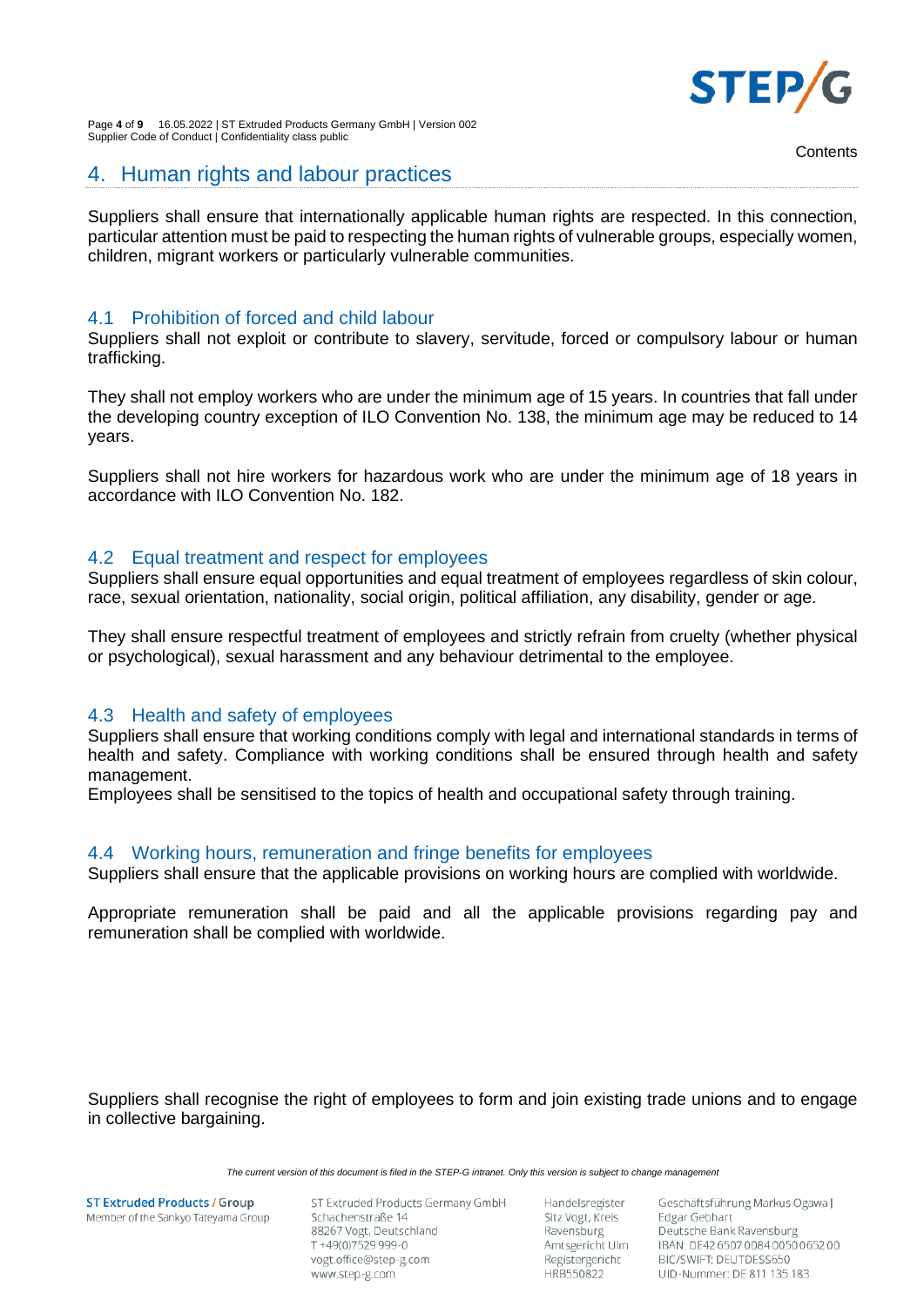## 4. Human rights and labour practices

Suppliers shall ensure that internationally applicable human rights are respected. In this connection, particular attention must be paid to respecting the human rights of vulnerable groups, especially women, children, migrant workers or particularly vulnerable communities.

### 4.1 Prohibition of forced and child labour

Suppliers shall not exploit or contribute to slavery, servitude, forced or compulsory labour or human trafficking.

They shall not employ workers who are under the minimum age of 15 years. In countries that fall under the developing country exception of ILO Convention No. 138, the minimum age may be reduced to 14 years.

Suppliers shall not hire workers for hazardous work who are under the minimum age of 18 years in accordance with ILO Convention No. 182.

### 4.2 Equal treatment and respect for employees

Suppliers shall ensure equal opportunities and equal treatment of employees regardless of skin colour, race, sexual orientation, nationality, social origin, political affiliation, any disability, gender or age.

They shall ensure respectful treatment of employees and strictly refrain from cruelty (whether physical or psychological), sexual harassment and any behaviour detrimental to the employee.

### 4.3 Health and safety of employees

Suppliers shall ensure that working conditions comply with legal and international standards in terms of health and safety. Compliance with working conditions shall be ensured through health and safety management.

Employees shall be sensitised to the topics of health and occupational safety through training.

### 4.4 Working hours, remuneration and fringe benefits for employees

Suppliers shall ensure that the applicable provisions on working hours are complied with worldwide.

Appropriate remuneration shall be paid and all the applicable provisions regarding pay and remuneration shall be complied with worldwide.

Suppliers shall recognise the right of employees to form and join existing trade unions and to engage in collective bargaining.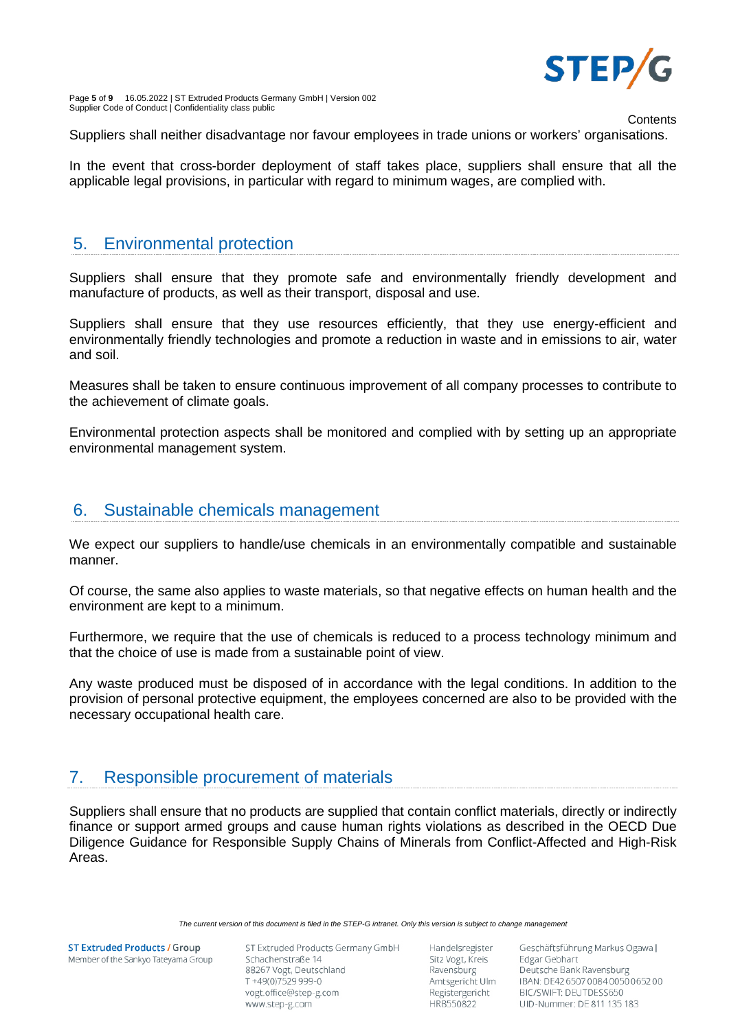Suppliers shall neither disadvantage nor favour employees in trade unions or workers' organisations.

In the event that cross-border deployment of staff takes place, suppliers shall ensure that all the applicable legal provisions, in particular with regard to minimum wages, are complied with.

## 5. Environmental protection

Suppliers shall ensure that they promote safe and environmentally friendly development and manufacture of products, as well as their transport, disposal and use.

Suppliers shall ensure that they use resources efficiently, that they use energy-efficient and environmentally friendly technologies and promote a reduction in waste and in emissions to air, water and soil.

Measures shall be taken to ensure continuous improvement of all company processes to contribute to the achievement of climate goals.

Environmental protection aspects shall be monitored and complied with by setting up an appropriate environmental management system.

## 6. Sustainable chemicals management

We expect our suppliers to handle/use chemicals in an environmentally compatible and sustainable manner.

Of course, the same also applies to waste materials, so that negative effects on human health and the environment are kept to a minimum.

Furthermore, we require that the use of chemicals is reduced to a process technology minimum and that the choice of use is made from a sustainable point of view.

Any waste produced must be disposed of in accordance with the legal conditions. In addition to the provision of personal protective equipment, the employees concerned are also to be provided with the necessary occupational health care.

## 7. Responsible procurement of materials

Suppliers shall ensure that no products are supplied that contain conflict materials, directly or indirectly finance or support armed groups and cause human rights violations as described in the OECD Due Diligence Guidance for Responsible Supply Chains of Minerals from Conflict-Affected and High-Risk Areas.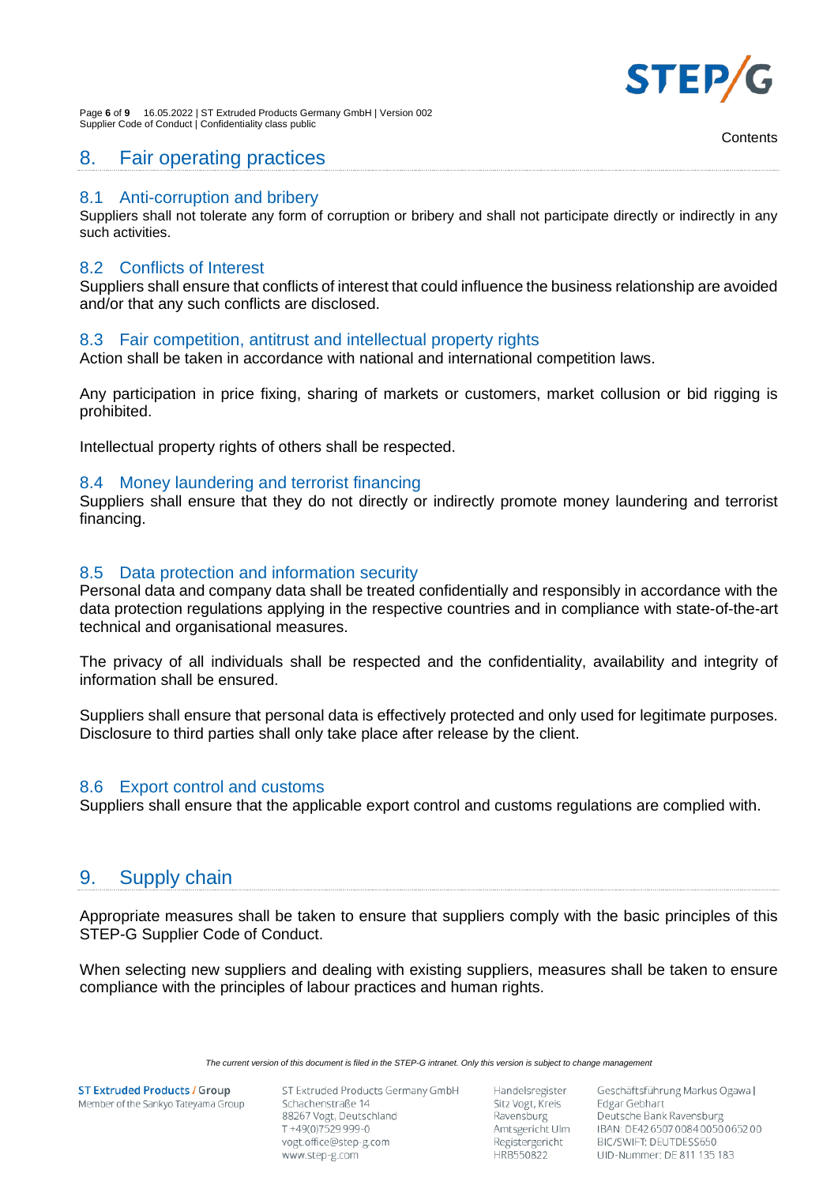# 8. Fair operating practices

## 8.1 Anti-corruption and bribery

Suppliers shall not tolerate any form of corruption or bribery and shall not participate directly or indirectly in any such activities.

## 8.2 Conflicts of Interest

Suppliers shall ensure that conflicts of interest that could influence the business relationship are avoided and/or that any such conflicts are disclosed.

## 8.3 Fair competition, antitrust and intellectual property rights

Action shall be taken in accordance with national and international competition laws.

Any participation in price fixing, sharing of markets or customers, market collusion or bid rigging is prohibited.

Intellectual property rights of others shall be respected.

## 8.4 Money laundering and terrorist financing

Suppliers shall ensure that they do not directly or indirectly promote money laundering and terrorist financing.

## 8.5 Data protection and information security

Personal data and company data shall be treated confidentially and responsibly in accordance with the data protection regulations applying in the respective countries and in compliance with state-of-the-art technical and organisational measures.

The privacy of all individuals shall be respected and the confidentiality, availability and integrity of information shall be ensured.

Suppliers shall ensure that personal data is effectively protected and only used for legitimate purposes. Disclosure to third parties shall only take place after release by the client.

## 8.6 Export control and customs

Suppliers shall ensure that the applicable export control and customs regulations are complied with.

# 9. Supply chain

Appropriate measures shall be taken to ensure that suppliers comply with the basic principles of this STEP-G Supplier Code of Conduct.

When selecting new suppliers and dealing with existing suppliers, measures shall be taken to ensure compliance with the principles of labour practices and human rights.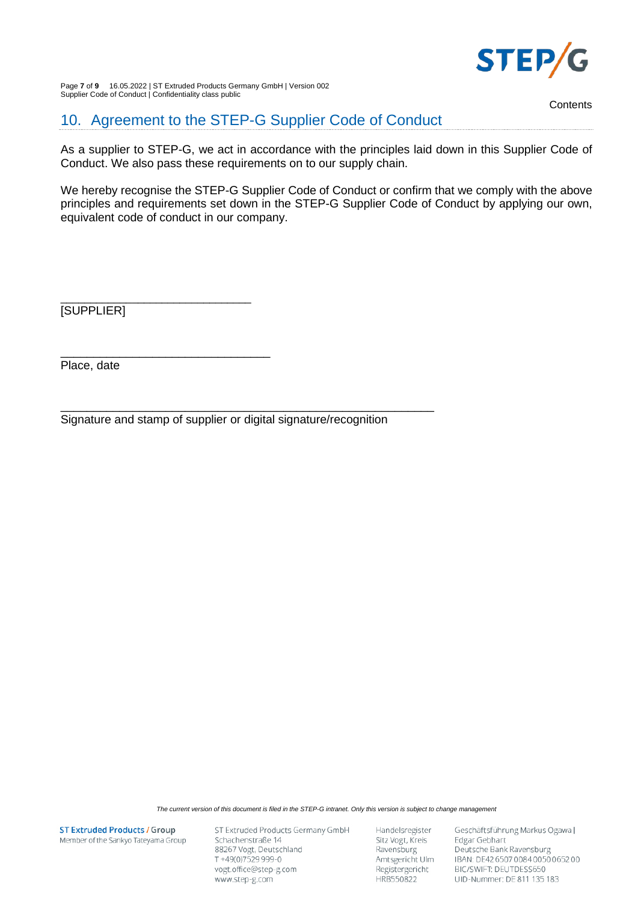## 10. Agreement to the STEP-G Supplier Code of Conduct

As a supplier to STEP-G, we act in accordance with the principles laid down in this Supplier Code of Conduct. We also pass these requirements on to our supply chain.

We hereby recognise the STEP-G Supplier Code of Conduct or confirm that we comply with the above principles and requirements set down in the STEP-G Supplier Code of Conduct by applying our own, equivalent code of conduct in our company.

______________________________
[SUPPLIER]

_________________________________
Place, date

___________________________________________________________
Signature and stamp of supplier or digital signature/recognition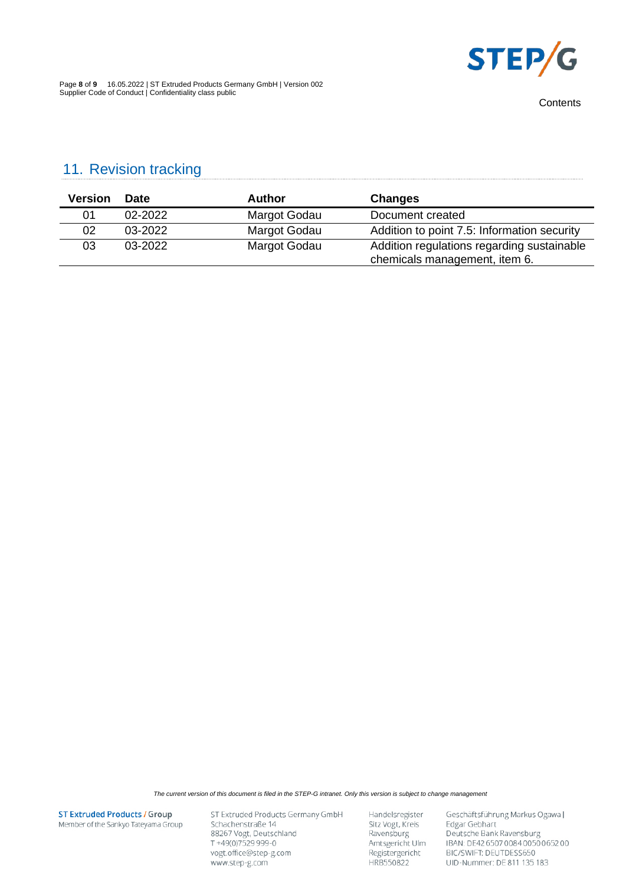## 11. Revision tracking

| Version | Date | Author | Changes |
|---|---|---|---|
| 01 | 02-2022 | Margot Godau | Document created |
| 02 | 03-2022 | Margot Godau | Addition to point 7.5: Information security |
| 03 | 03-2022 | Margot Godau | Addition regulations regarding sustainable chemicals management, item 6. |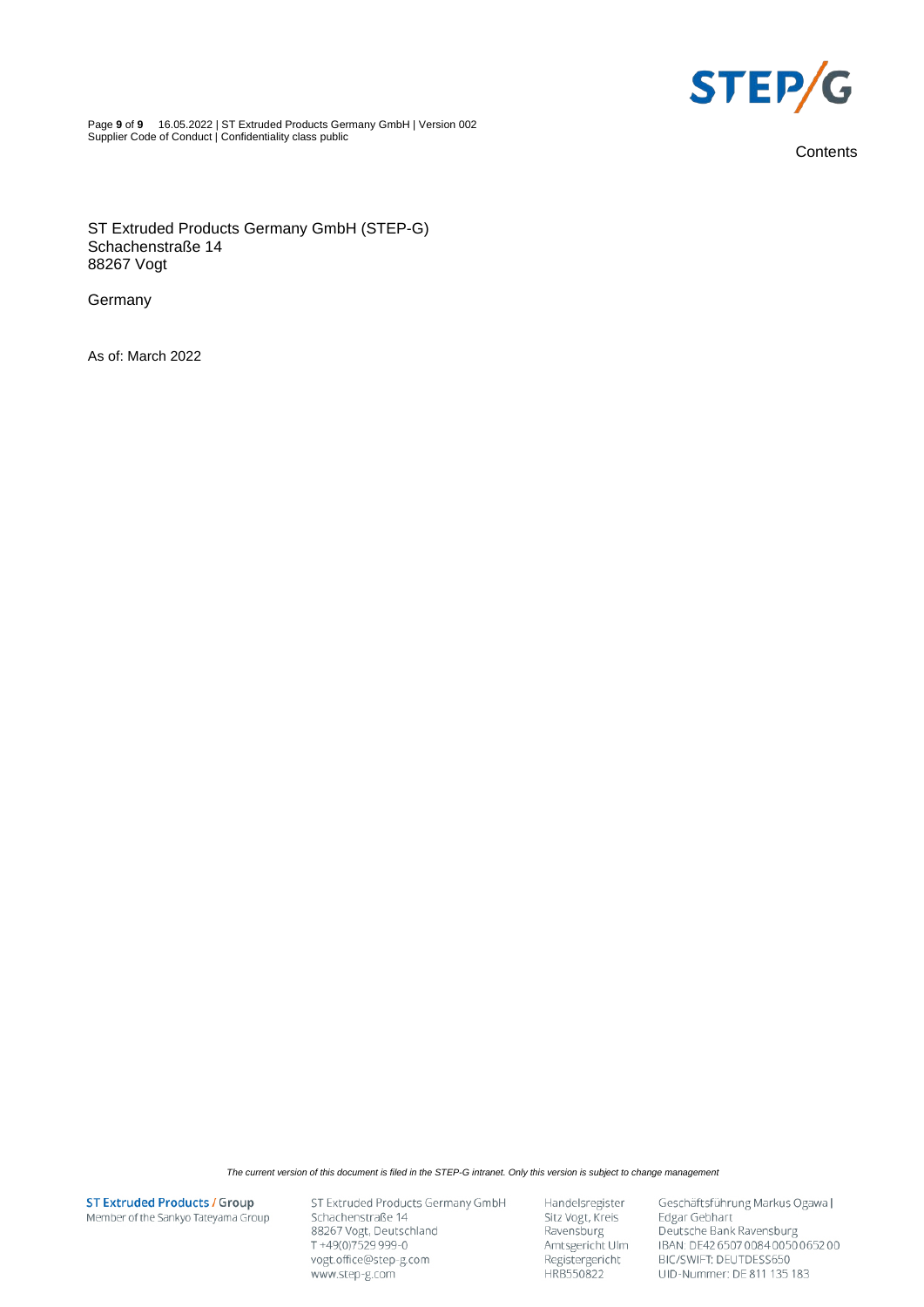ST Extruded Products Germany GmbH (STEP-G)
Schachenstraße 14
88267 Vogt

Germany

As of: March 2022